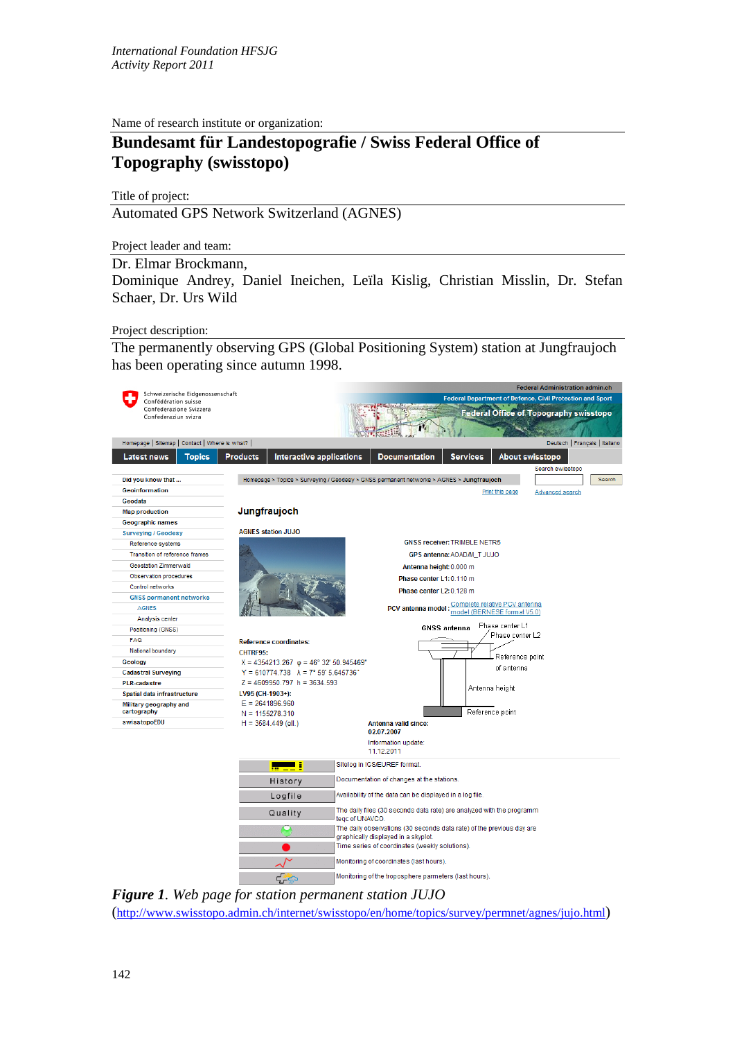Name of research institute or organization:

# Bundesamt für Landestopografie / Swiss Federal Office of Topography (swisstopo)

Title of project:

Automated GPS Network Switzerland (AGNES)

Project leader and team:

Dr. Elmar Brockmann,
Dominique Andrey, Daniel Ineichen, Leïla Kislig, Christian Misslin, Dr. Stefan Schaer, Dr. Urs Wild

Project description:

The permanently observing GPS (Global Positioning System) station at Jungfraujoch has been operating since autumn 1998.

***Figure 1**. Web page for station permanent station JUJO*
(http://www.swisstopo.admin.ch/internet/swisstopo/en/home/topics/survey/permnet/agnes/jujo.html)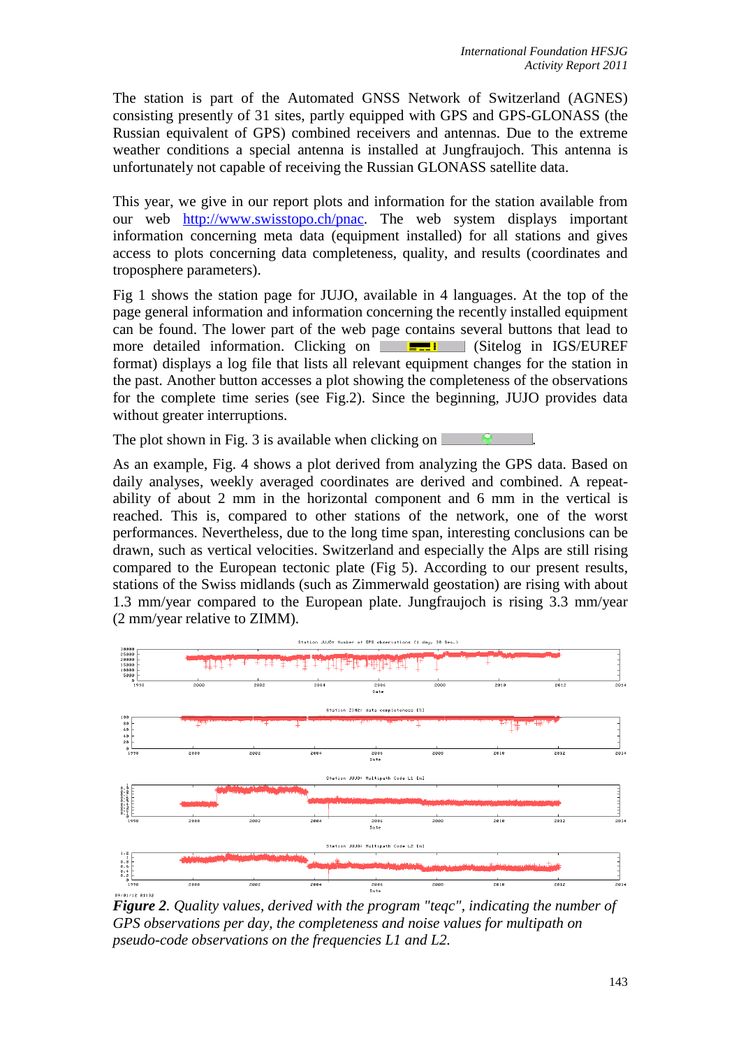The station is part of the Automated GNSS Network of Switzerland (AGNES) consisting presently of 31 sites, partly equipped with GPS and GPS-GLONASS (the Russian equivalent of GPS) combined receivers and antennas. Due to the extreme weather conditions a special antenna is installed at Jungfraujoch. This antenna is unfortunately not capable of receiving the Russian GLONASS satellite data.

This year, we give in our report plots and information for the station available from our web http://www.swisstopo.ch/pnac. The web system displays important information concerning meta data (equipment installed) for all stations and gives access to plots concerning data completeness, quality, and results (coordinates and troposphere parameters).

Fig 1 shows the station page for JUJO, available in 4 languages. At the top of the page general information and information concerning the recently installed equipment can be found. The lower part of the web page contains several buttons that lead to more detailed information. Clicking on (Sitelog in IGS/EUREF format) displays a log file that lists all relevant equipment changes for the station in the past. Another button accesses a plot showing the completeness of the observations for the complete time series (see Fig.2). Since the beginning, JUJO provides data without greater interruptions.

The plot shown in Fig. 3 is available when clicking on .

As an example, Fig. 4 shows a plot derived from analyzing the GPS data. Based on daily analyses, weekly averaged coordinates are derived and combined. A repeat-ability of about 2 mm in the horizontal component and 6 mm in the vertical is reached. This is, compared to other stations of the network, one of the worst performances. Nevertheless, due to the long time span, interesting conclusions can be drawn, such as vertical velocities. Switzerland and especially the Alps are still rising compared to the European tectonic plate (Fig 5). According to our present results, stations of the Swiss midlands (such as Zimmerwald geostation) are rising with about 1.3 mm/year compared to the European plate. Jungfraujoch is rising 3.3 mm/year (2 mm/year relative to ZIMM).

***Figure 2****. Quality values, derived with the program "teqc", indicating the number of GPS observations per day, the completeness and noise values for multipath on pseudo-code observations on the frequencies L1 and L2.*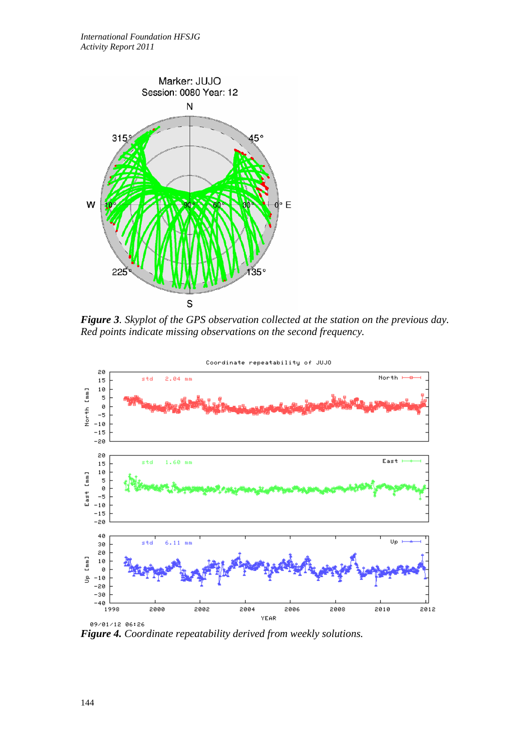*Figure 3*. *Skyplot of the GPS observation collected at the station on the previous day. Red points indicate missing observations on the second frequency.*

*Figure 4. Coordinate repeatability derived from weekly solutions.*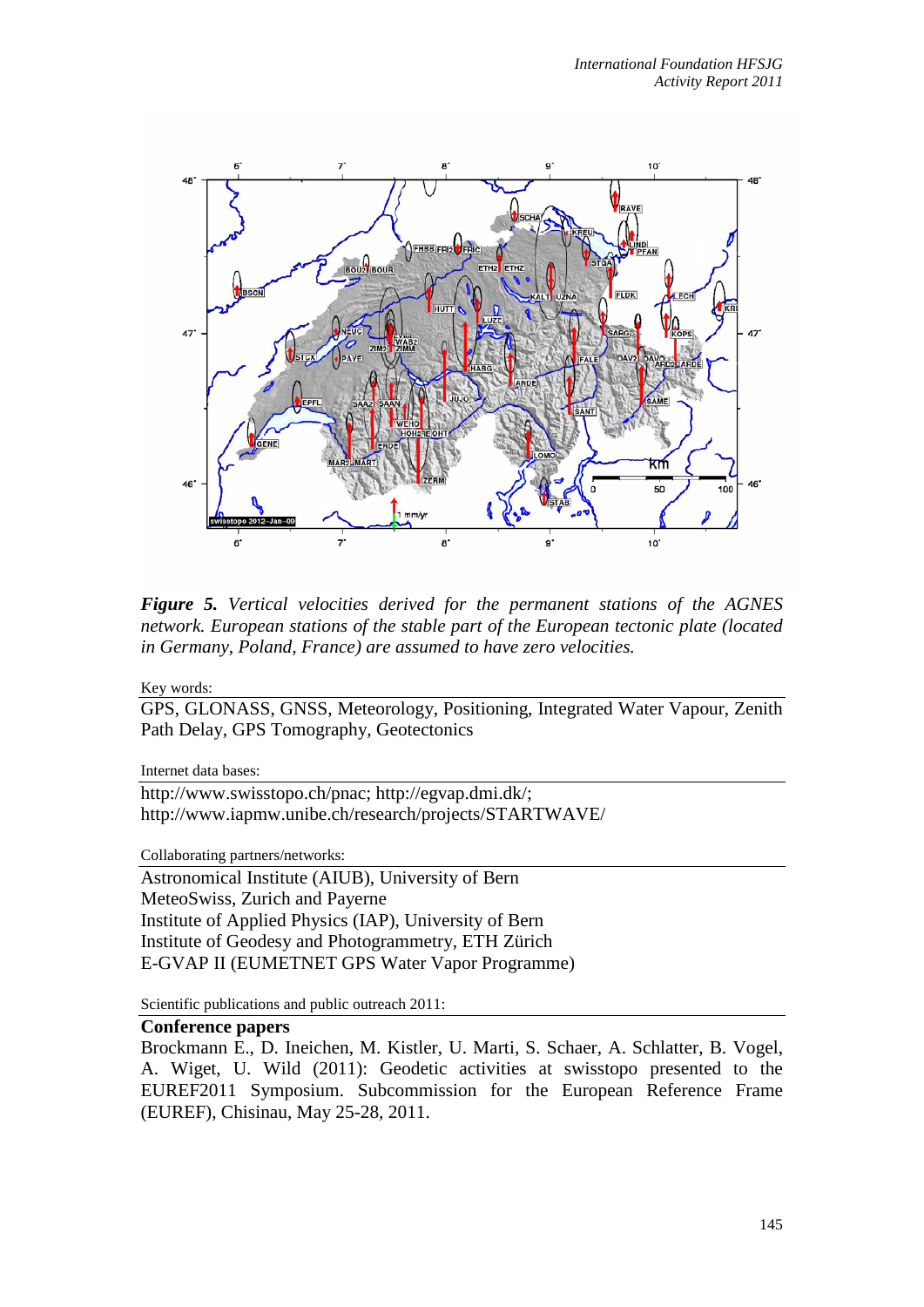*Figure 5. Vertical velocities derived for the permanent stations of the AGNES network. European stations of the stable part of the European tectonic plate (located in Germany, Poland, France) are assumed to have zero velocities.*

Key words:

GPS, GLONASS, GNSS, Meteorology, Positioning, Integrated Water Vapour, Zenith Path Delay, GPS Tomography, Geotectonics

Internet data bases:

http://www.swisstopo.ch/pnac; http://egvap.dmi.dk/;
http://www.iapmw.unibe.ch/research/projects/STARTWAVE/

Collaborating partners/networks:

Astronomical Institute (AIUB), University of Bern
MeteoSwiss, Zurich and Payerne
Institute of Applied Physics (IAP), University of Bern
Institute of Geodesy and Photogrammetry, ETH Zürich
E-GVAP II (EUMETNET GPS Water Vapor Programme)

Scientific publications and public outreach 2011:

**Conference papers**

Brockmann E., D. Ineichen, M. Kistler, U. Marti, S. Schaer, A. Schlatter, B. Vogel, A. Wiget, U. Wild (2011): Geodetic activities at swisstopo presented to the EUREF2011 Symposium. Subcommission for the European Reference Frame (EUREF), Chisinau, May 25-28, 2011.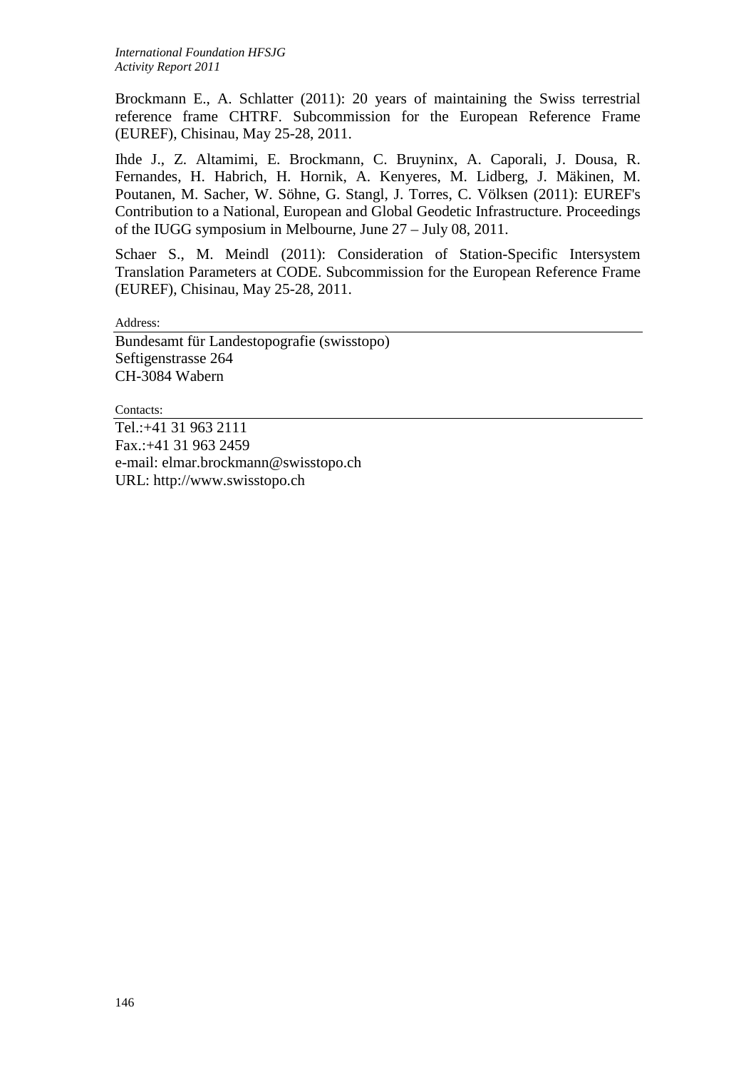Brockmann E., A. Schlatter (2011): 20 years of maintaining the Swiss terrestrial reference frame CHTRF. Subcommission for the European Reference Frame (EUREF), Chisinau, May 25-28, 2011.

Ihde J., Z. Altamimi, E. Brockmann, C. Bruyninx, A. Caporali, J. Dousa, R. Fernandes, H. Habrich, H. Hornik, A. Kenyeres, M. Lidberg, J. Mäkinen, M. Poutanen, M. Sacher, W. Söhne, G. Stangl, J. Torres, C. Völksen (2011): EUREF's Contribution to a National, European and Global Geodetic Infrastructure. Proceedings of the IUGG symposium in Melbourne, June 27 – July 08, 2011.

Schaer S., M. Meindl (2011): Consideration of Station-Specific Intersystem Translation Parameters at CODE. Subcommission for the European Reference Frame (EUREF), Chisinau, May 25-28, 2011.

Address:

Bundesamt für Landestopografie (swisstopo)
Seftigenstrasse 264
CH-3084 Wabern

Contacts:

Tel.:+41 31 963 2111
Fax.:+41 31 963 2459
e-mail: elmar.brockmann@swisstopo.ch
URL: http://www.swisstopo.ch